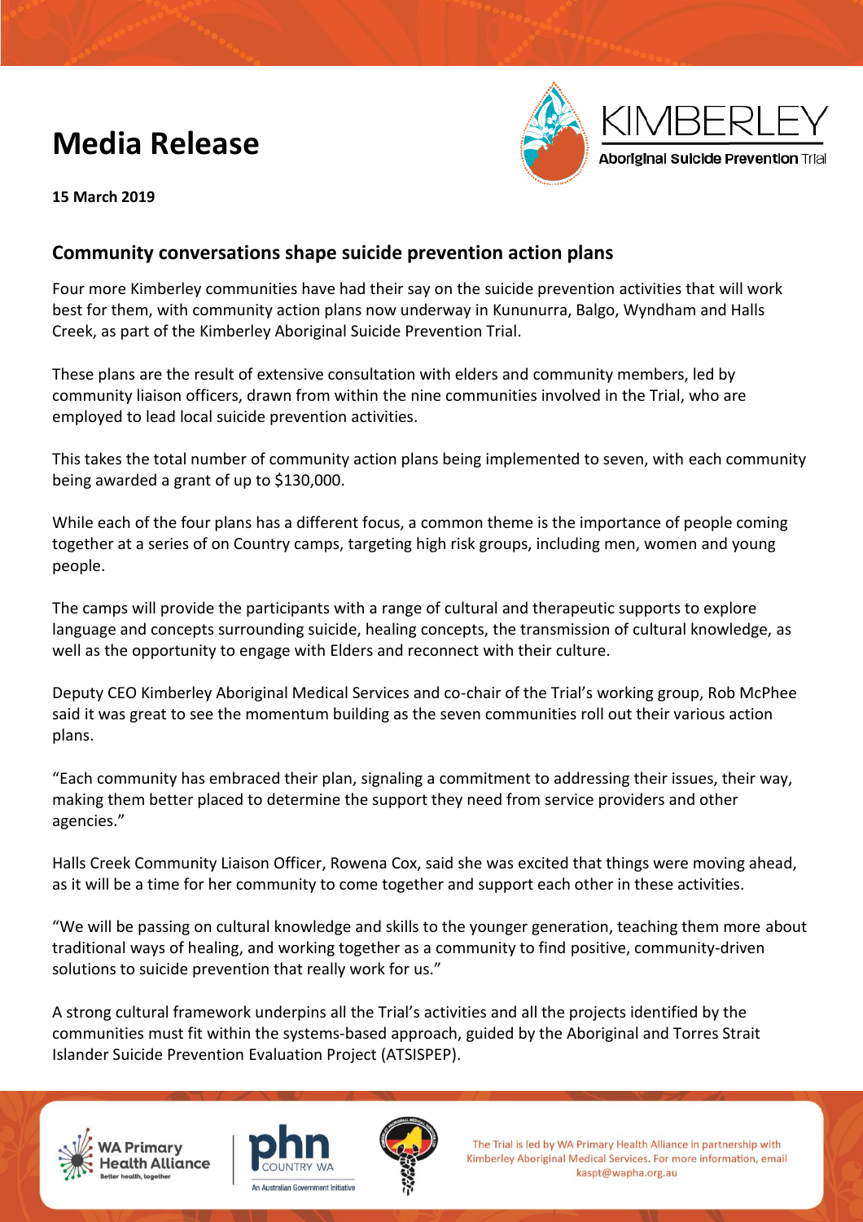# Media Release

KIMBERLEY
Aboriginal Suicide Prevention Trial

**15 March 2019**

## Community conversations shape suicide prevention action plans

Four more Kimberley communities have had their say on the suicide prevention activities that will work best for them, with community action plans now underway in Kununurra, Balgo, Wyndham and Halls Creek, as part of the Kimberley Aboriginal Suicide Prevention Trial.

These plans are the result of extensive consultation with elders and community members, led by community liaison officers, drawn from within the nine communities involved in the Trial, who are employed to lead local suicide prevention activities.

This takes the total number of community action plans being implemented to seven, with each community being awarded a grant of up to $130,000.

While each of the four plans has a different focus, a common theme is the importance of people coming together at a series of on Country camps, targeting high risk groups, including men, women and young people.

The camps will provide the participants with a range of cultural and therapeutic supports to explore language and concepts surrounding suicide, healing concepts, the transmission of cultural knowledge, as well as the opportunity to engage with Elders and reconnect with their culture.

Deputy CEO Kimberley Aboriginal Medical Services and co-chair of the Trial's working group, Rob McPhee said it was great to see the momentum building as the seven communities roll out their various action plans.

"Each community has embraced their plan, signaling a commitment to addressing their issues, their way, making them better placed to determine the support they need from service providers and other agencies."

Halls Creek Community Liaison Officer, Rowena Cox, said she was excited that things were moving ahead, as it will be a time for her community to come together and support each other in these activities.

"We will be passing on cultural knowledge and skills to the younger generation, teaching them more about traditional ways of healing, and working together as a community to find positive, community-driven solutions to suicide prevention that really work for us."

A strong cultural framework underpins all the Trial's activities and all the projects identified by the communities must fit within the systems-based approach, guided by the Aboriginal and Torres Strait Islander Suicide Prevention Evaluation Project (ATSISPEP).

The Trial is led by WA Primary Health Alliance in partnership with Kimberley Aboriginal Medical Services. For more information, email kaspt@wapha.org.au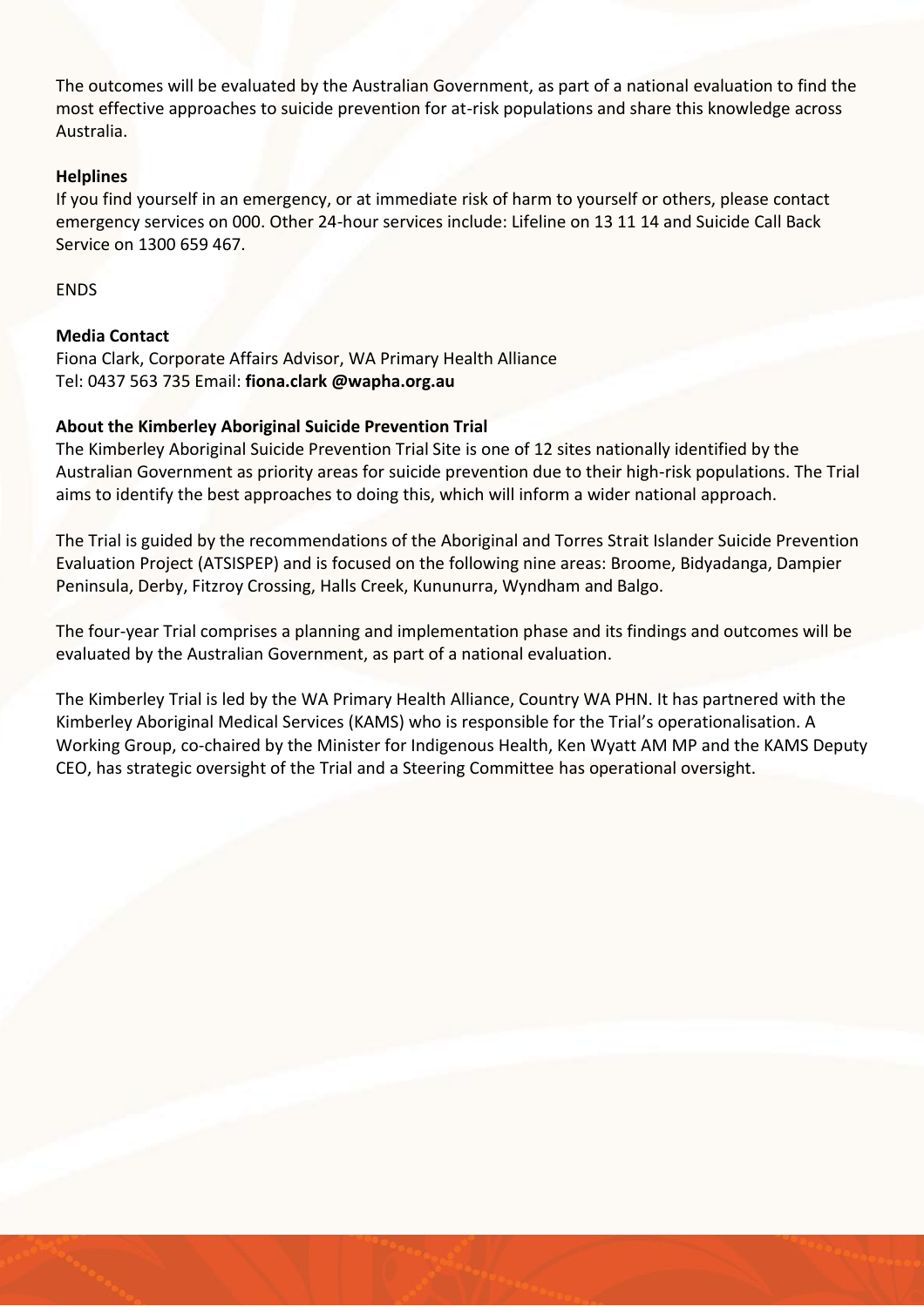The outcomes will be evaluated by the Australian Government, as part of a national evaluation to find the most effective approaches to suicide prevention for at-risk populations and share this knowledge across Australia.

**Helplines**

If you find yourself in an emergency, or at immediate risk of harm to yourself or others, please contact emergency services on 000. Other 24-hour services include: Lifeline on 13 11 14 and Suicide Call Back Service on 1300 659 467.

ENDS

**Media Contact**

Fiona Clark, Corporate Affairs Advisor, WA Primary Health Alliance
Tel: 0437 563 735 Email: **fiona.clark @wapha.org.au**

**About the Kimberley Aboriginal Suicide Prevention Trial**

The Kimberley Aboriginal Suicide Prevention Trial Site is one of 12 sites nationally identified by the Australian Government as priority areas for suicide prevention due to their high-risk populations. The Trial aims to identify the best approaches to doing this, which will inform a wider national approach.

The Trial is guided by the recommendations of the Aboriginal and Torres Strait Islander Suicide Prevention Evaluation Project (ATSISPEP) and is focused on the following nine areas: Broome, Bidyadanga, Dampier Peninsula, Derby, Fitzroy Crossing, Halls Creek, Kununurra, Wyndham and Balgo.

The four-year Trial comprises a planning and implementation phase and its findings and outcomes will be evaluated by the Australian Government, as part of a national evaluation.

The Kimberley Trial is led by the WA Primary Health Alliance, Country WA PHN. It has partnered with the Kimberley Aboriginal Medical Services (KAMS) who is responsible for the Trial's operationalisation. A Working Group, co-chaired by the Minister for Indigenous Health, Ken Wyatt AM MP and the KAMS Deputy CEO, has strategic oversight of the Trial and a Steering Committee has operational oversight.